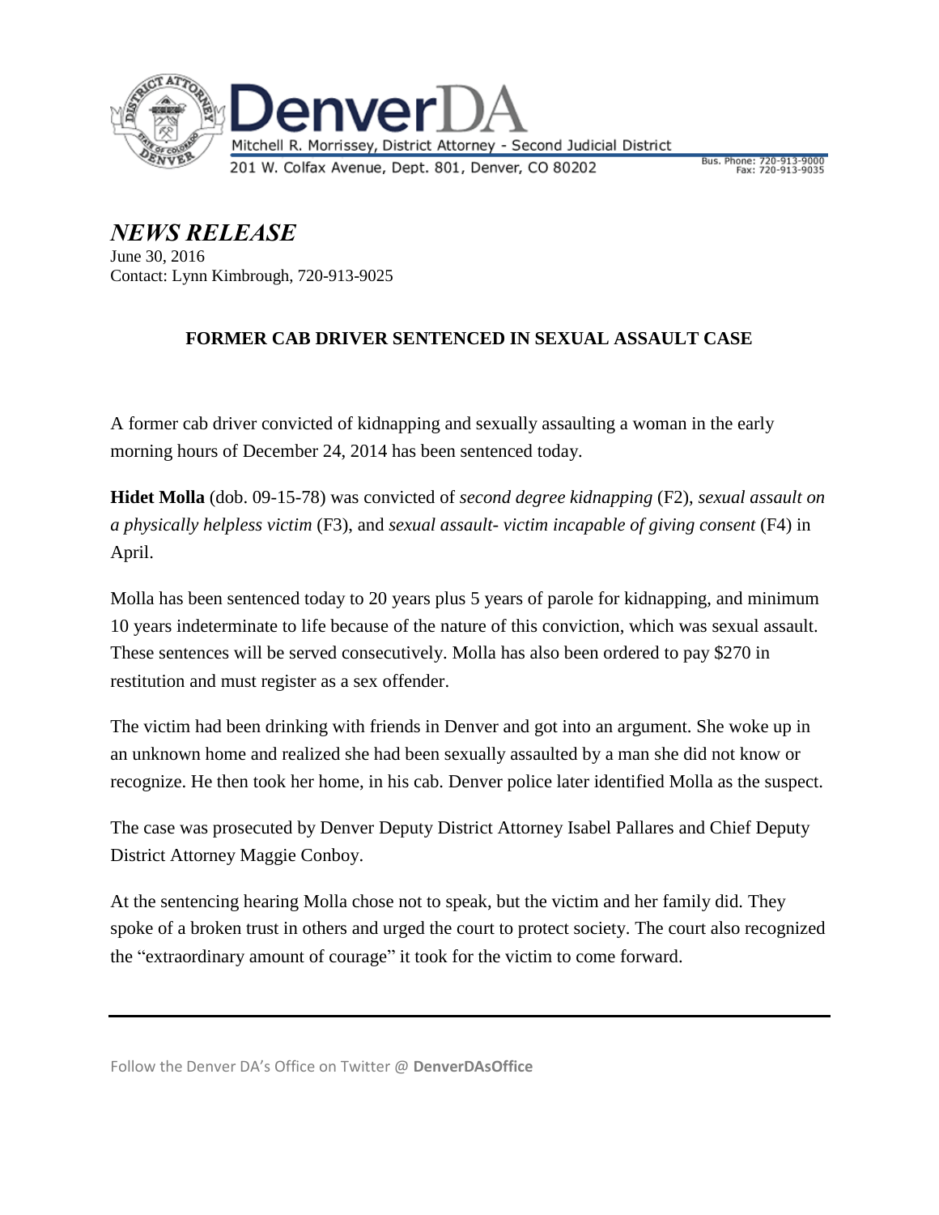DenverDA

Mitchell R. Morrissey, District Attorney - Second Judicial District

201 W. Colfax Avenue, Dept. 801, Denver, CO 80202

Bus. Phone: 720-913-9000
Fax: 720-913-9035

# *NEWS RELEASE*

June 30, 2016
Contact: Lynn Kimbrough, 720-913-9025

## FORMER CAB DRIVER SENTENCED IN SEXUAL ASSAULT CASE

A former cab driver convicted of kidnapping and sexually assaulting a woman in the early morning hours of December 24, 2014 has been sentenced today.

**Hidet Molla** (dob. 09-15-78) was convicted of *second degree kidnapping* (F2), *sexual assault on a physically helpless victim* (F3), and *sexual assault- victim incapable of giving consent* (F4) in April.

Molla has been sentenced today to 20 years plus 5 years of parole for kidnapping, and minimum 10 years indeterminate to life because of the nature of this conviction, which was sexual assault. These sentences will be served consecutively. Molla has also been ordered to pay $270 in restitution and must register as a sex offender.

The victim had been drinking with friends in Denver and got into an argument. She woke up in an unknown home and realized she had been sexually assaulted by a man she did not know or recognize. He then took her home, in his cab. Denver police later identified Molla as the suspect.

The case was prosecuted by Denver Deputy District Attorney Isabel Pallares and Chief Deputy District Attorney Maggie Conboy.

At the sentencing hearing Molla chose not to speak, but the victim and her family did. They spoke of a broken trust in others and urged the court to protect society. The court also recognized the "extraordinary amount of courage" it took for the victim to come forward.

---

Follow the Denver DA's Office on Twitter @ **DenverDAsOffice**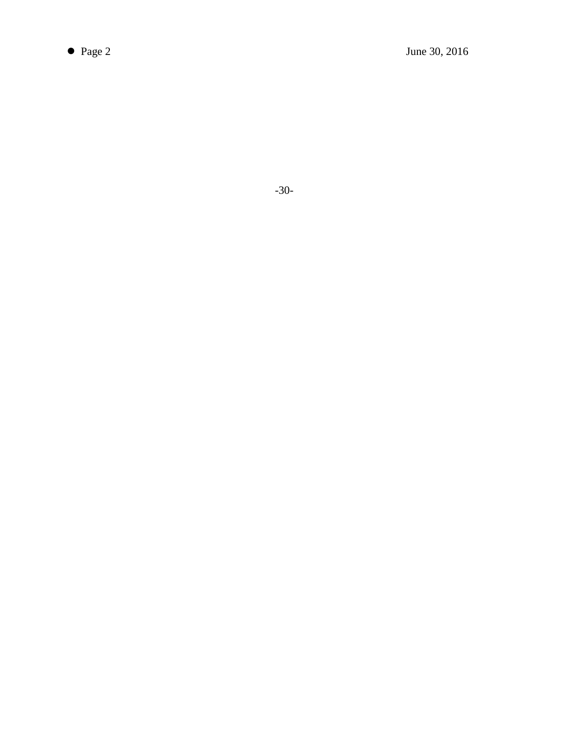-30-